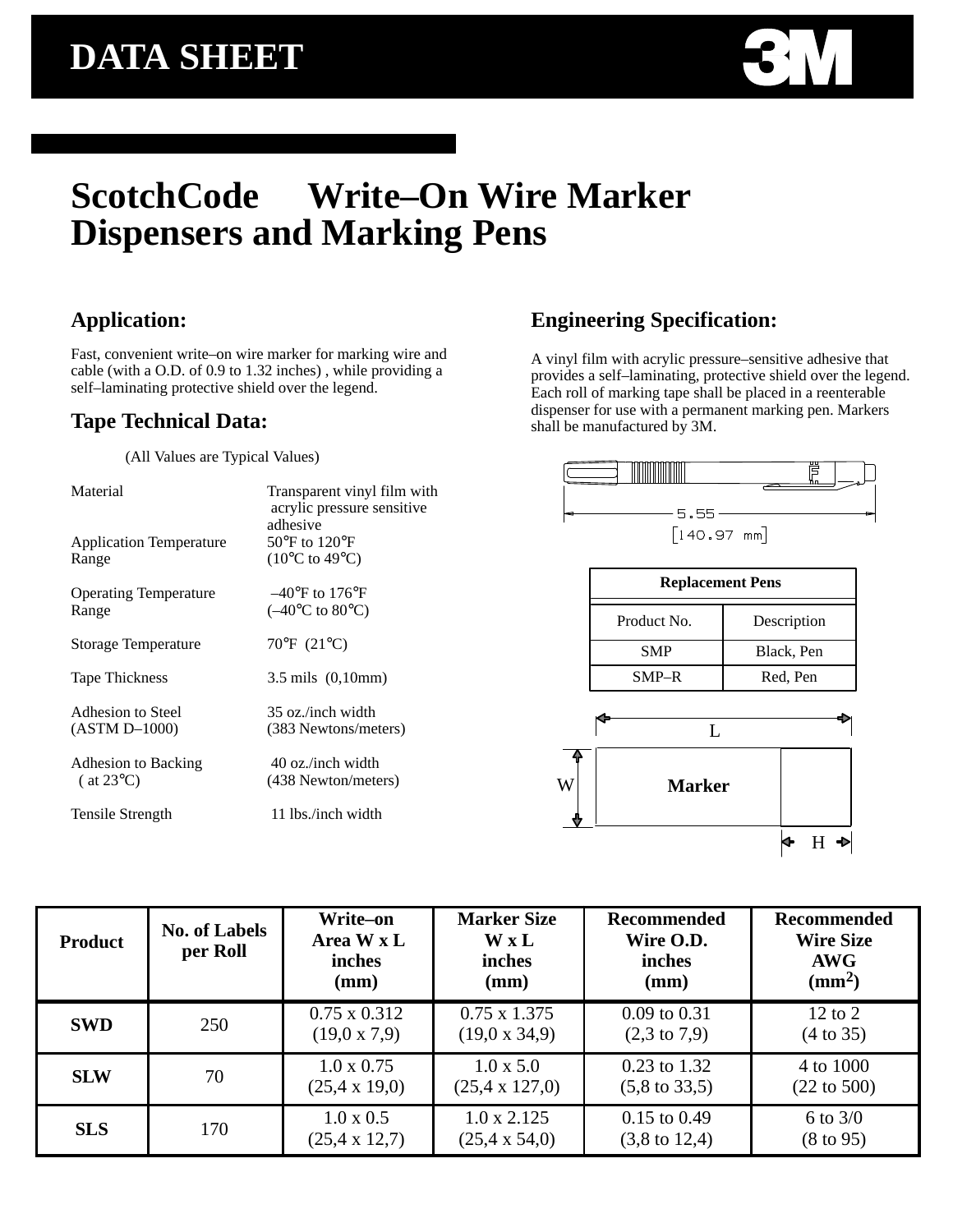# DATA SHEET

# ScotchCode Write–On Wire Marker Dispensers and Marking Pens

## Application:

Fast, convenient write–on wire marker for marking wire and cable (with a O.D. of 0.9 to 1.32 inches) , while providing a self–laminating protective shield over the legend.

## Tape Technical Data:

(All Values are Typical Values)

| | |
|---|---|
| Material | Transparent vinyl film with acrylic pressure sensitive adhesive |
| Application Temperature Range | 50°F to 120°F (10°C to 49°C) |
| Operating Temperature Range | –40°F to 176°F (–40°C to 80°C) |
| Storage Temperature | 70°F (21°C) |
| Tape Thickness | 3.5 mils (0,10mm) |
| Adhesion to Steel (ASTM D–1000) | 35 oz./inch width (383 Newtons/meters) |
| Adhesion to Backing ( at 23°C) | 40 oz./inch width (438 Newton/meters) |
| Tensile Strength | 11 lbs./inch width |

## Engineering Specification:

A vinyl film with acrylic pressure–sensitive adhesive that provides a self–laminating, protective shield over the legend. Each roll of marking tape shall be placed in a reenterable dispenser for use with a permanent marking pen. Markers shall be manufactured by 3M.

5.55
[140.97 mm]

| Replacement Pens | |
|---|---|
| Product No. | Description |
| SMP | Black, Pen |
| SMP–R | Red, Pen |

L
W
Marker
H

| Product | No. of Labels per Roll | Write–on Area W x L inches (mm) | Marker Size W x L inches (mm) | Recommended Wire O.D. inches (mm) | Recommended Wire Size AWG ($mm^2$) |
|---|---|---|---|---|---|
| SWD | 250 | 0.75 x 0.312 (19,0 x 7,9) | 0.75 x 1.375 (19,0 x 34,9) | 0.09 to 0.31 (2,3 to 7,9) | 12 to 2 (4 to 35) |
| SLW | 70 | 1.0 x 0.75 (25,4 x 19,0) | 1.0 x 5.0 (25,4 x 127,0) | 0.23 to 1.32 (5,8 to 33,5) | 4 to 1000 (22 to 500) |
| SLS | 170 | 1.0 x 0.5 (25,4 x 12,7) | 1.0 x 2.125 (25,4 x 54,0) | 0.15 to 0.49 (3,8 to 12,4) | 6 to 3/0 (8 to 95) |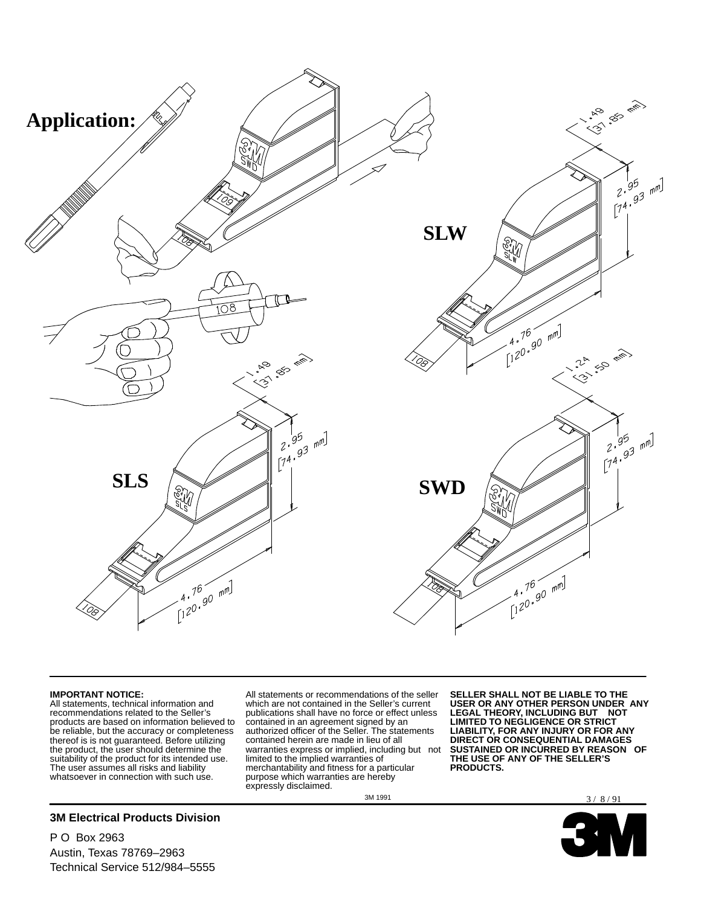**Application:**

**SLW**

1.49 [37.85 mm]

2.95 [74.93 mm]

4.76 [120.90 mm]

**SLS**

1.49 [37.85 mm]

2.95 [74.93 mm]

4.76 [120.90 mm]

**SWD**

1.24 [31.50 mm]

2.95 [74.93 mm]

4.76 [120.90 mm]

**IMPORTANT NOTICE:**
All statements, technical information and recommendations related to the Seller's products are based on information believed to be reliable, but the accuracy or completeness thereof is not guaranteed. Before utilizing the product, the user should determine the suitability of the product for its intended use. The user assumes all risks and liability whatsoever in connection with such use.

All statements or recommendations of the seller which are not contained in the Seller's current publications shall have no force or effect unless contained in an agreement signed by an authorized officer of the Seller. The statements contained herein are made in lieu of all warranties express or implied, including but not limited to the implied warranties of merchantability and fitness for a particular purpose which warranties are hereby expressly disclaimed.

**SELLER SHALL NOT BE LIABLE TO THE USER OR ANY OTHER PERSON UNDER ANY LEGAL THEORY, INCLUDING BUT NOT LIMITED TO NEGLIGENCE OR STRICT LIABILITY, FOR ANY INJURY OR FOR ANY DIRECT OR CONSEQUENTIAL DAMAGES SUSTAINED OR INCURRED BY REASON OF THE USE OF ANY OF THE SELLER'S PRODUCTS.**

3M 1991

3 / 8 / 91

**3M Electrical Products Division**

P O Box 2963
Austin, Texas 78769–2963
Technical Service 512/984–5555

3M